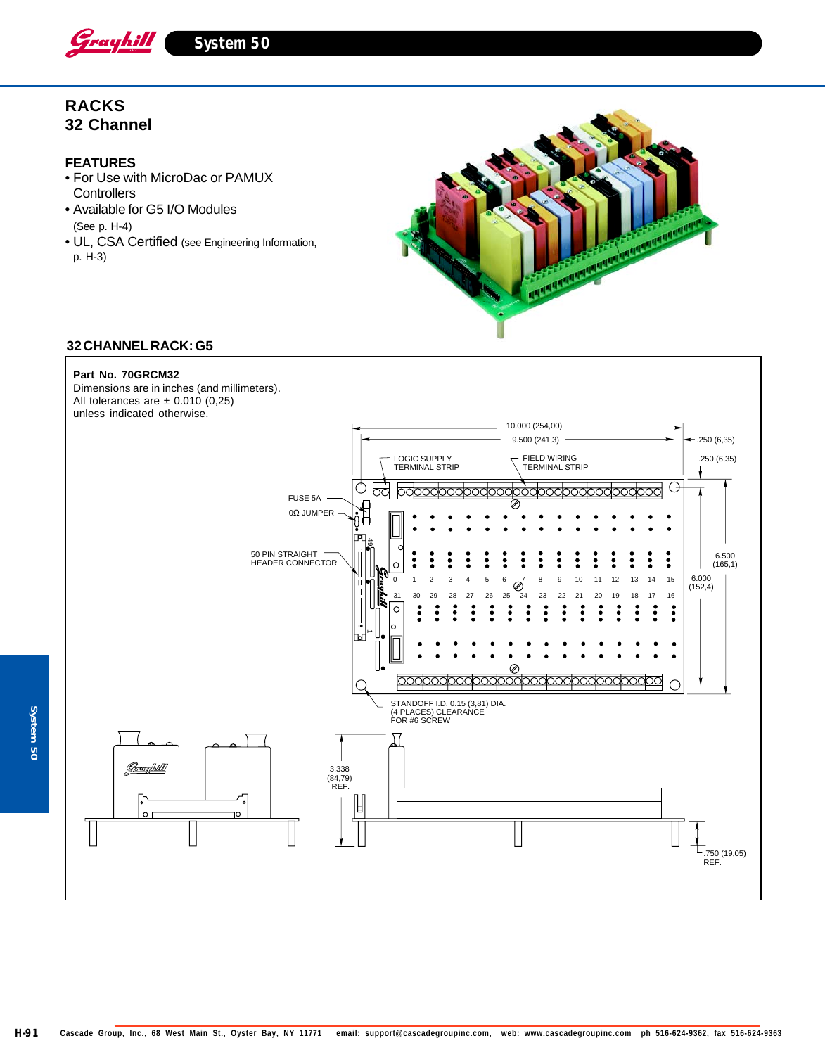# RACKS
## 32 Channel

### FEATURES

- For Use with MicroDac or PAMUX Controllers
- Available for G5 I/O Modules (See p. H-4)
- UL, CSA Certified (see Engineering Information, p. H-3)

### 32 CHANNEL RACK: G5

**Part No. 70GRCM32**

Dimensions are in inches (and millimeters).
All tolerances are ± 0.010 (0,25)
unless indicated otherwise.

10.000 (254,00)
9.500 (241,3)
.250 (6,35)
.250 (6,35)
LOGIC SUPPLY TERMINAL STRIP
FIELD WIRING TERMINAL STRIP
FUSE 5A
0Ω JUMPER
50 PIN STRAIGHT HEADER CONNECTOR
6.500 (165,1)
6.000 (152,4)
STANDOFF I.D. 0.15 (3,81) DIA. (4 PLACES) CLEARANCE FOR #6 SCREW
3.338 (84,79) REF.
.750 (19,05) REF.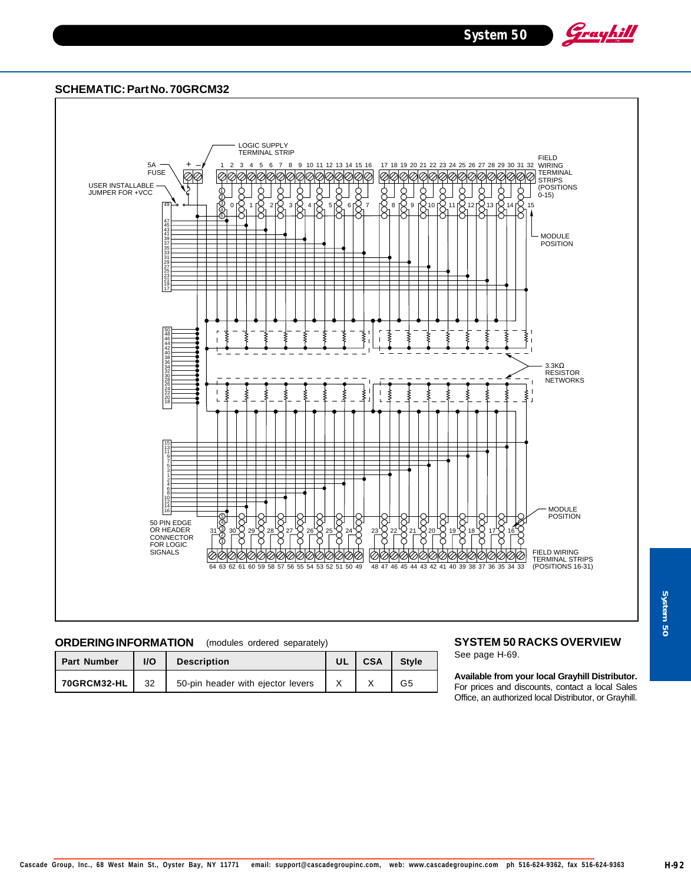## SCHEMATIC: Part No. 70GRCM32

LOGIC SUPPLY TERMINAL STRIP

5A FUSE

USER INSTALLABLE JUMPER FOR +VCC

FIELD WIRING TERMINAL STRIPS (POSITIONS 0-15)

MODULE POSITION

3.3KΩ RESISTOR NETWORKS

MODULE POSITION

50 PIN EDGE OR HEADER CONNECTOR FOR LOGIC SIGNALS

FIELD WIRING TERMINAL STRIPS (POSITIONS 16-31)

## ORDERING INFORMATION (modules ordered separately)

| Part Number | I/O | Description | UL | CSA | Style |
|---|---|---|---|---|---|
| 70GRCM32-HL | 32 | 50-pin header with ejector levers | X | X | G5 |

## SYSTEM 50 RACKS OVERVIEW

See page H-69.

**Available from your local Grayhill Distributor.** For prices and discounts, contact a local Sales Office, an authorized local Distributor, or Grayhill.